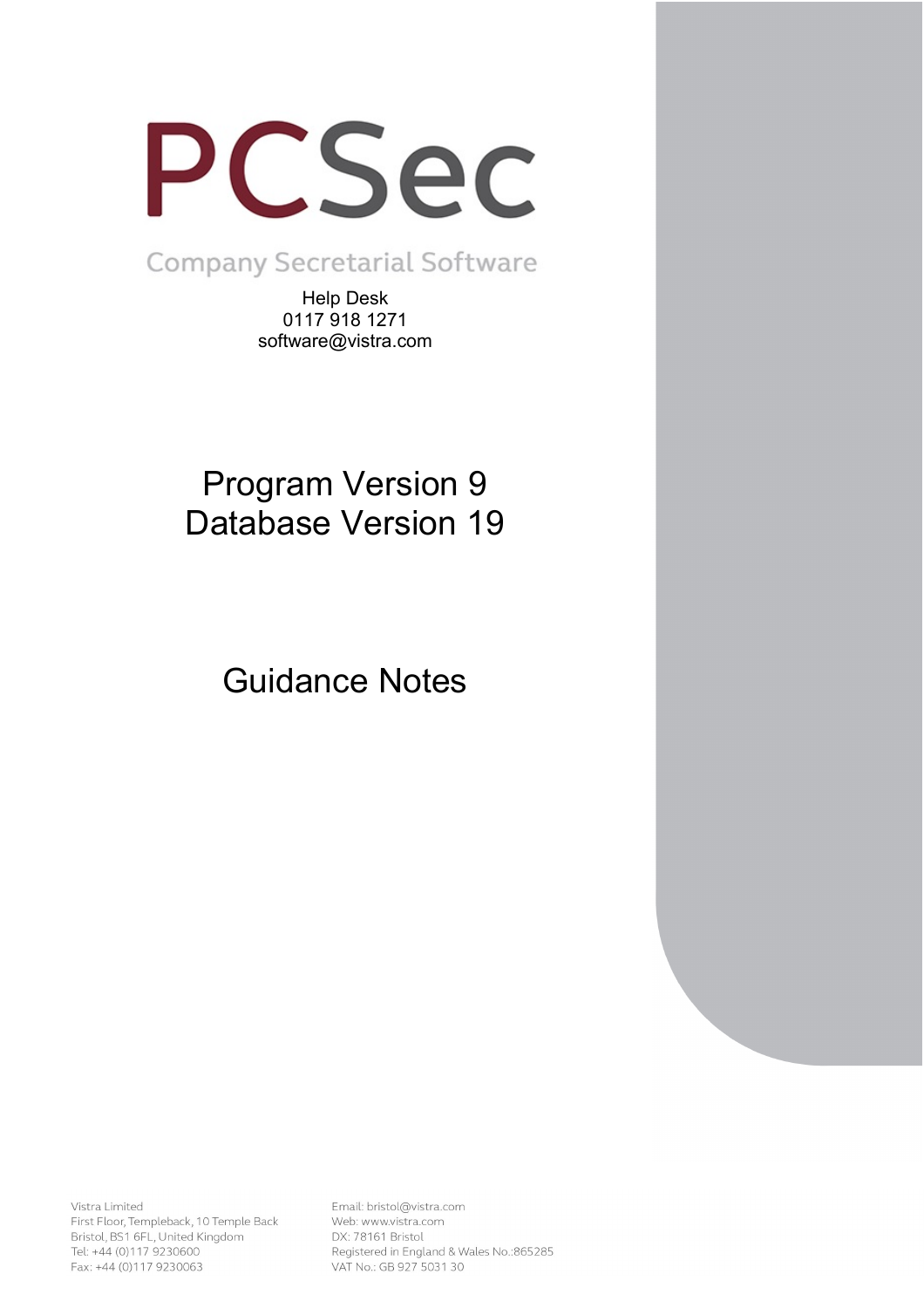# PCSec

Company Secretarial Software

Help Desk
0117 918 1271
software@vistra.com

## Program Version 9
## Database Version 19

## Guidance Notes

Vistra Limited
First Floor, Templeback, 10 Temple Back
Bristol, BS1 6FL, United Kingdom
Tel: +44 (0)117 9230600
Fax: +44 (0)117 9230063

Email: bristol@vistra.com
Web: www.vistra.com
DX: 78161 Bristol
Registered in England & Wales No.:865285
VAT No.: GB 927 5031 30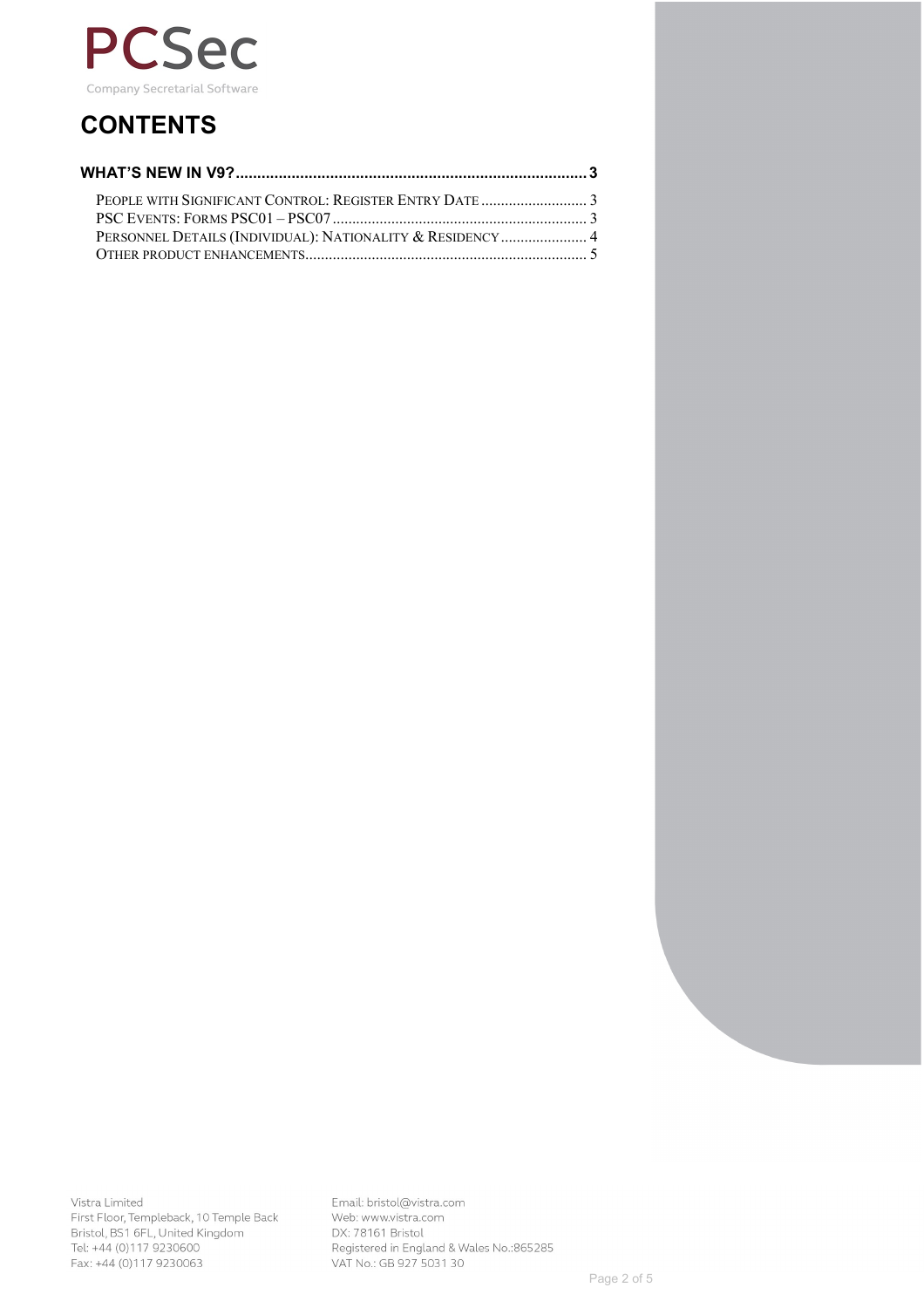# CONTENTS

**WHAT'S NEW IN V9? ........................................................................ 3**

- People with Significant Control: Register Entry Date ........................... 3
- PSC Events: Forms PSC01 – PSC07 ........................................................ 3
- Personnel Details (Individual): Nationality & Residency ...................... 4
- Other product enhancements .................................................................. 5

Vistra Limited
First Floor, Templeback, 10 Temple Back
Bristol, BS1 6FL, United Kingdom
Tel: +44 (0)117 9230600
Fax: +44 (0)117 9230063

Email: bristol@vistra.com
Web: www.vistra.com
DX: 78161 Bristol
Registered in England & Wales No.:865285
VAT No.: GB 927 5031 30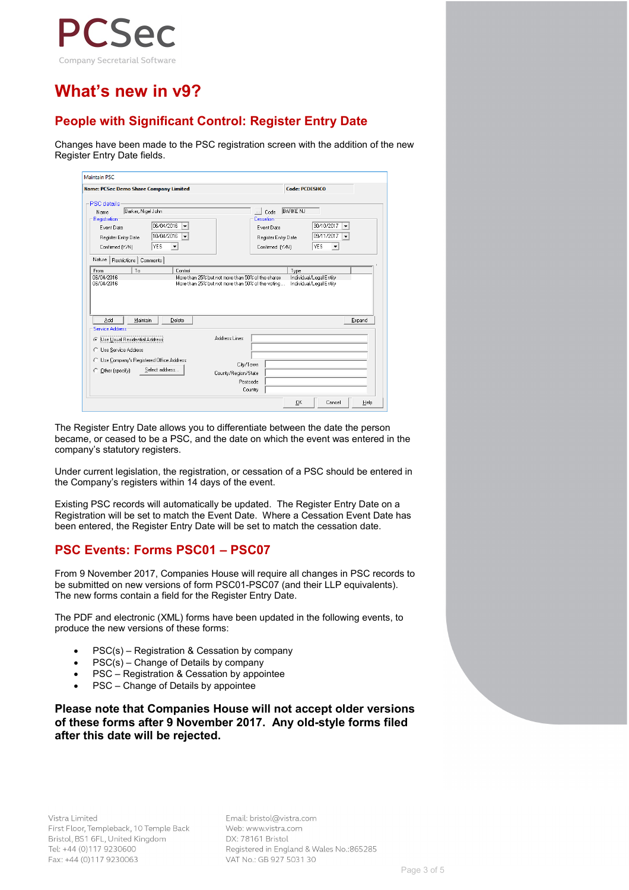# What's new in v9?

## People with Significant Control: Register Entry Date

Changes have been made to the PSC registration screen with the addition of the new Register Entry Date fields.

The Register Entry Date allows you to differentiate between the date the person became, or ceased to be a PSC, and the date on which the event was entered in the company's statutory registers.

Under current legislation, the registration, or cessation of a PSC should be entered in the Company's registers within 14 days of the event.

Existing PSC records will automatically be updated. The Register Entry Date on a Registration will be set to match the Event Date. Where a Cessation Event Date has been entered, the Register Entry Date will be set to match the cessation date.

## PSC Events: Forms PSC01 – PSC07

From 9 November 2017, Companies House will require all changes in PSC records to be submitted on new versions of form PSC01-PSC07 (and their LLP equivalents). The new forms contain a field for the Register Entry Date.

The PDF and electronic (XML) forms have been updated in the following events, to produce the new versions of these forms:

- PSC(s) – Registration & Cessation by company
- PSC(s) – Change of Details by company
- PSC – Registration & Cessation by appointee
- PSC – Change of Details by appointee

**Please note that Companies House will not accept older versions of these forms after 9 November 2017. Any old-style forms filed after this date will be rejected.**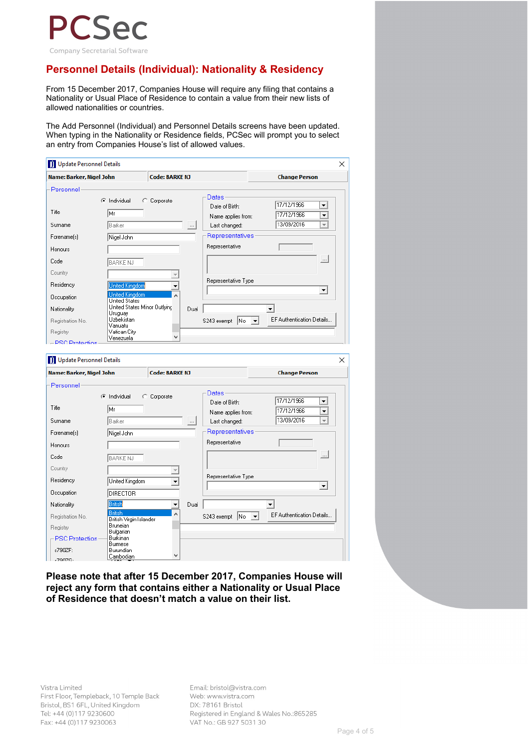# Personnel Details (Individual): Nationality & Residency

From 15 December 2017, Companies House will require any filing that contains a Nationality or Usual Place of Residence to contain a value from their new lists of allowed nationalities or countries.

The Add Personnel (Individual) and Personnel Details screens have been updated. When typing in the Nationality or Residence fields, PCSec will prompt you to select an entry from Companies House's list of allowed values.

**Please note that after 15 December 2017, Companies House will reject any form that contains either a Nationality or Usual Place of Residence that doesn't match a value on their list.**

Vistra Limited
First Floor, Templeback, 10 Temple Back
Bristol, BS1 6FL, United Kingdom
Tel: +44 (0)117 9230600
Fax: +44 (0)117 9230063

Email: bristol@vistra.com
Web: www.vistra.com
DX: 78161 Bristol
Registered in England & Wales No.:865285
VAT No.: GB 927 5031 30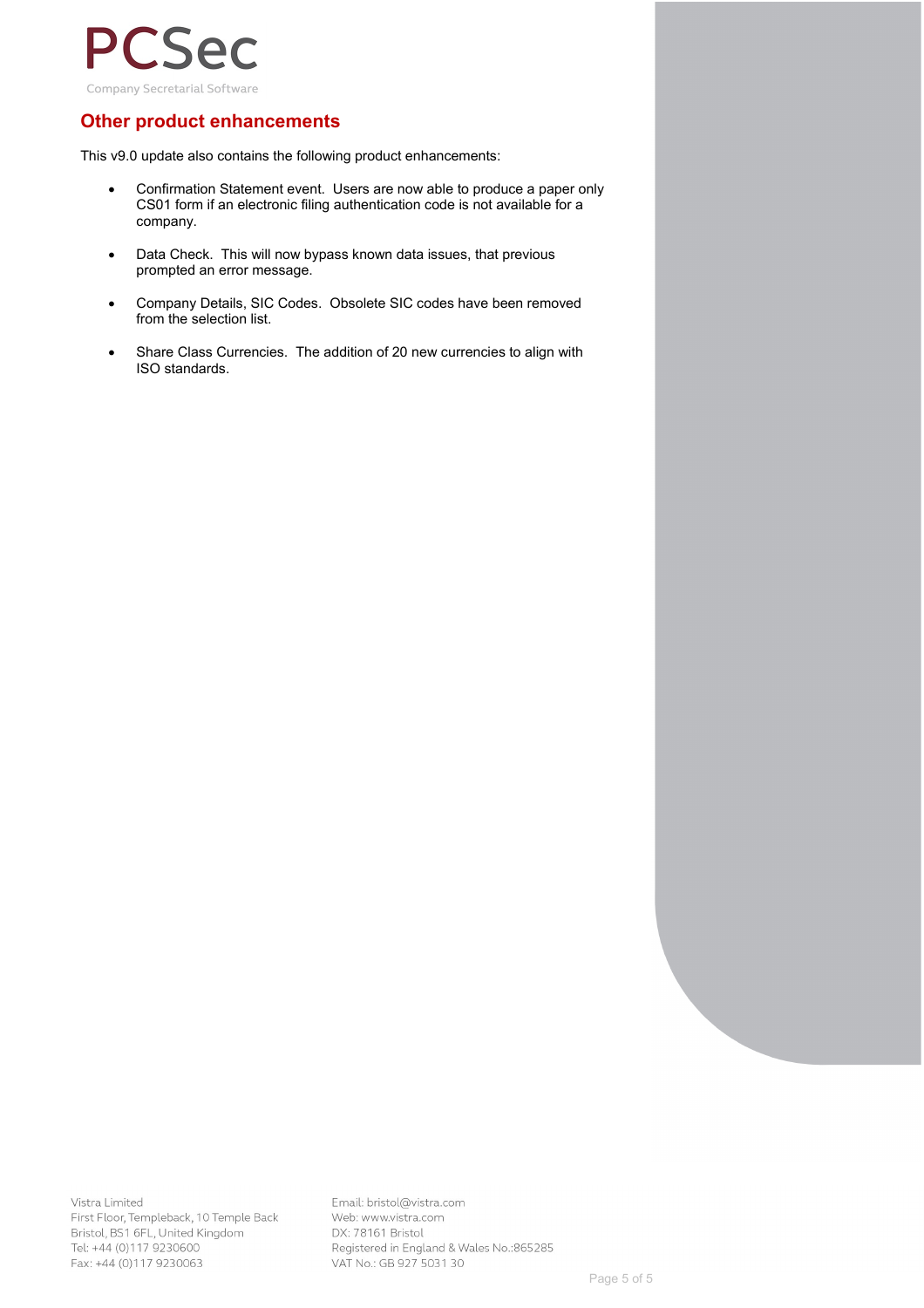PCSec

Company Secretarial Software

## Other product enhancements

This v9.0 update also contains the following product enhancements:

- Confirmation Statement event. Users are now able to produce a paper only CS01 form if an electronic filing authentication code is not available for a company.
- Data Check. This will now bypass known data issues, that previous prompted an error message.
- Company Details, SIC Codes. Obsolete SIC codes have been removed from the selection list.
- Share Class Currencies. The addition of 20 new currencies to align with ISO standards.

Vistra Limited
First Floor, Templeback, 10 Temple Back
Bristol, BS1 6FL, United Kingdom
Tel: +44 (0)117 9230600
Fax: +44 (0)117 9230063

Email: bristol@vistra.com
Web: www.vistra.com
DX: 78161 Bristol
Registered in England & Wales No.:865285
VAT No.: GB 927 5031 30